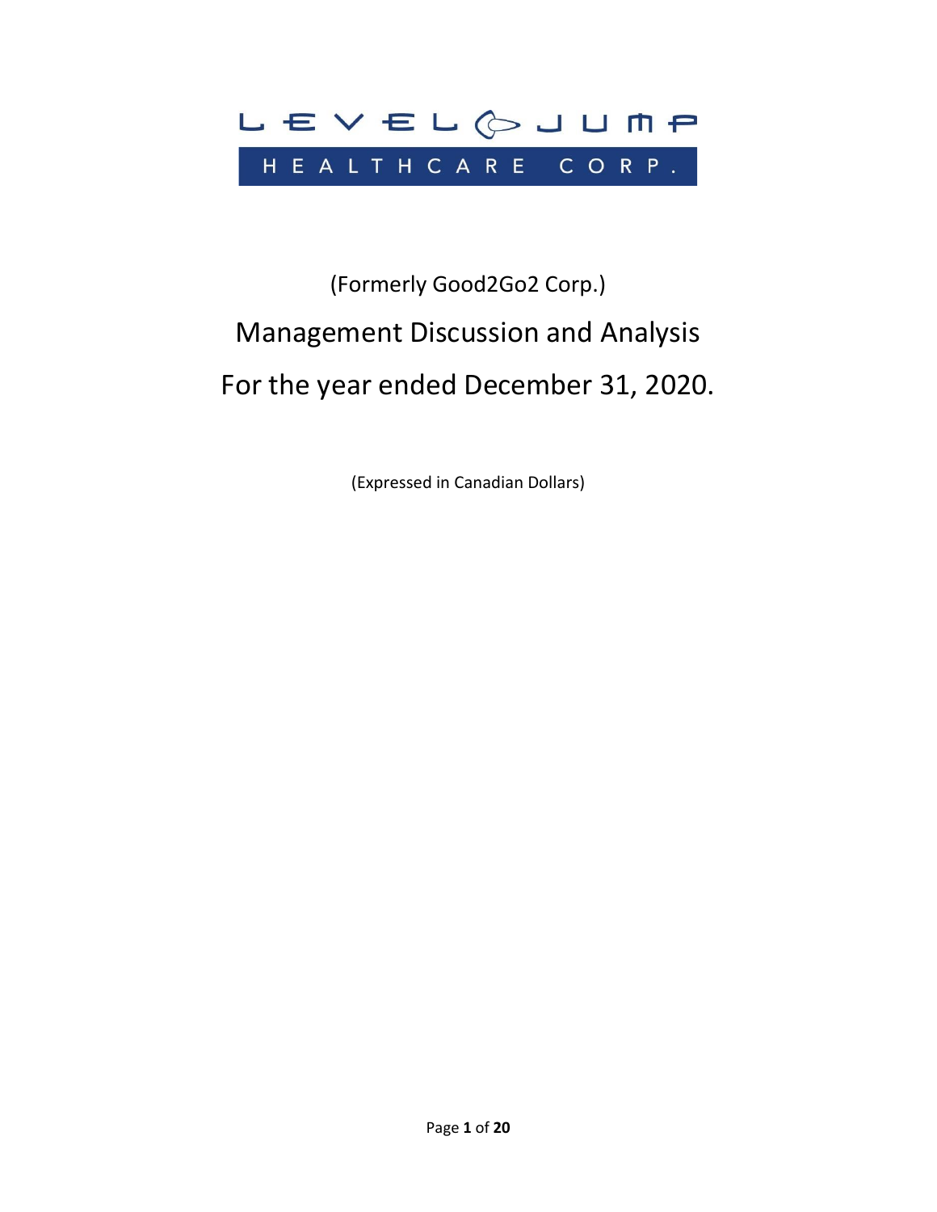LEVEL JUMP

HEALTHCARE CORP.

(Formerly Good2Go2 Corp.)

# Management Discussion and Analysis

# For the year ended December 31, 2020.

(Expressed in Canadian Dollars)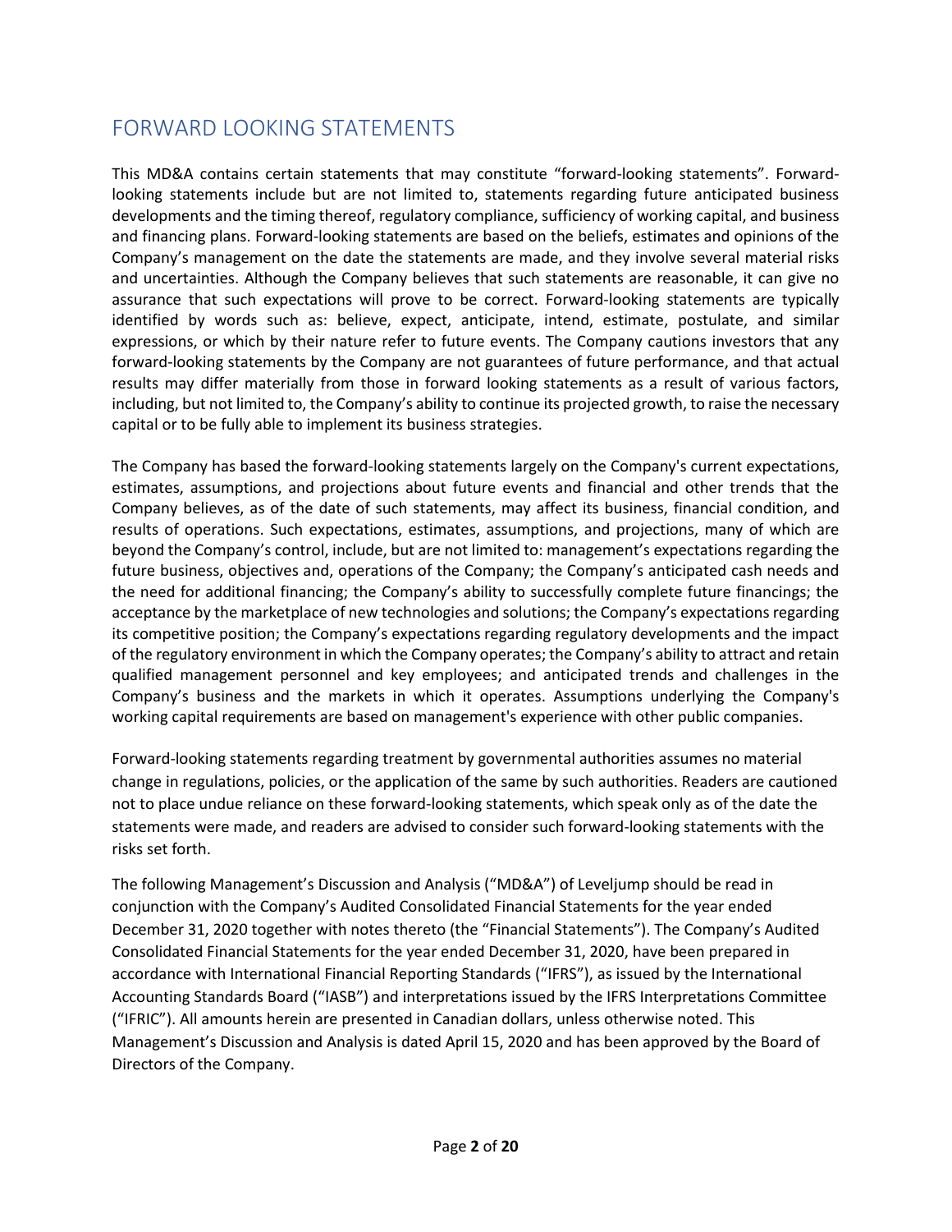## FORWARD LOOKING STATEMENTS

This MD&A contains certain statements that may constitute "forward-looking statements". Forward-looking statements include but are not limited to, statements regarding future anticipated business developments and the timing thereof, regulatory compliance, sufficiency of working capital, and business and financing plans. Forward-looking statements are based on the beliefs, estimates and opinions of the Company's management on the date the statements are made, and they involve several material risks and uncertainties. Although the Company believes that such statements are reasonable, it can give no assurance that such expectations will prove to be correct. Forward-looking statements are typically identified by words such as: believe, expect, anticipate, intend, estimate, postulate, and similar expressions, or which by their nature refer to future events. The Company cautions investors that any forward-looking statements by the Company are not guarantees of future performance, and that actual results may differ materially from those in forward looking statements as a result of various factors, including, but not limited to, the Company's ability to continue its projected growth, to raise the necessary capital or to be fully able to implement its business strategies.

The Company has based the forward-looking statements largely on the Company's current expectations, estimates, assumptions, and projections about future events and financial and other trends that the Company believes, as of the date of such statements, may affect its business, financial condition, and results of operations. Such expectations, estimates, assumptions, and projections, many of which are beyond the Company's control, include, but are not limited to: management's expectations regarding the future business, objectives and, operations of the Company; the Company's anticipated cash needs and the need for additional financing; the Company's ability to successfully complete future financings; the acceptance by the marketplace of new technologies and solutions; the Company's expectations regarding its competitive position; the Company's expectations regarding regulatory developments and the impact of the regulatory environment in which the Company operates; the Company's ability to attract and retain qualified management personnel and key employees; and anticipated trends and challenges in the Company's business and the markets in which it operates. Assumptions underlying the Company's working capital requirements are based on management's experience with other public companies.

Forward-looking statements regarding treatment by governmental authorities assumes no material change in regulations, policies, or the application of the same by such authorities. Readers are cautioned not to place undue reliance on these forward-looking statements, which speak only as of the date the statements were made, and readers are advised to consider such forward-looking statements with the risks set forth.

The following Management's Discussion and Analysis ("MD&A") of Leveljump should be read in conjunction with the Company's Audited Consolidated Financial Statements for the year ended December 31, 2020 together with notes thereto (the "Financial Statements"). The Company's Audited Consolidated Financial Statements for the year ended December 31, 2020, have been prepared in accordance with International Financial Reporting Standards ("IFRS"), as issued by the International Accounting Standards Board ("IASB") and interpretations issued by the IFRS Interpretations Committee ("IFRIC"). All amounts herein are presented in Canadian dollars, unless otherwise noted. This Management's Discussion and Analysis is dated April 15, 2020 and has been approved by the Board of Directors of the Company.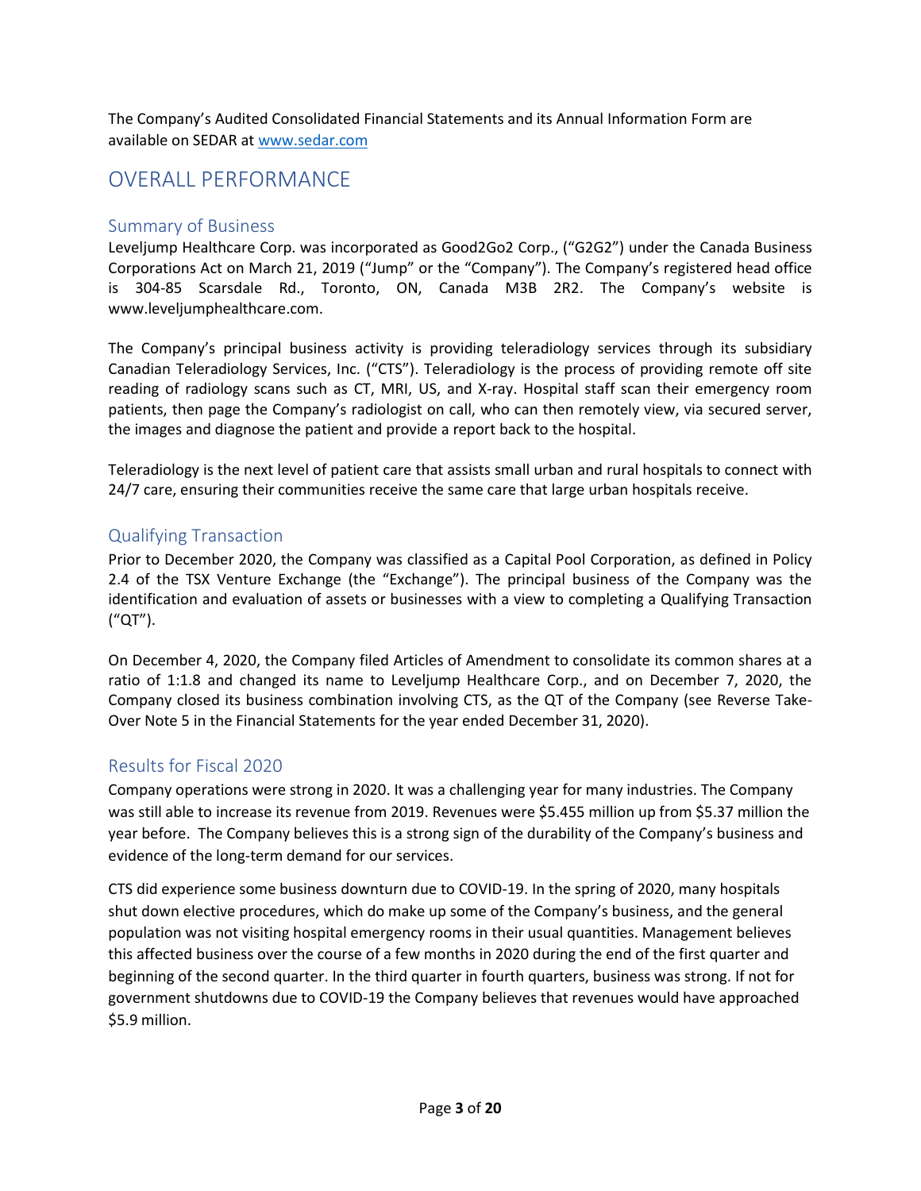The Company's Audited Consolidated Financial Statements and its Annual Information Form are available on SEDAR at www.sedar.com

# OVERALL PERFORMANCE

## Summary of Business

Leveljump Healthcare Corp. was incorporated as Good2Go2 Corp., ("G2G2") under the Canada Business Corporations Act on March 21, 2019 ("Jump" or the "Company"). The Company's registered head office is 304-85 Scarsdale Rd., Toronto, ON, Canada M3B 2R2. The Company's website is www.leveljumphealthcare.com.

The Company's principal business activity is providing teleradiology services through its subsidiary Canadian Teleradiology Services, Inc. ("CTS"). Teleradiology is the process of providing remote off site reading of radiology scans such as CT, MRI, US, and X-ray. Hospital staff scan their emergency room patients, then page the Company's radiologist on call, who can then remotely view, via secured server, the images and diagnose the patient and provide a report back to the hospital.

Teleradiology is the next level of patient care that assists small urban and rural hospitals to connect with 24/7 care, ensuring their communities receive the same care that large urban hospitals receive.

## Qualifying Transaction

Prior to December 2020, the Company was classified as a Capital Pool Corporation, as defined in Policy 2.4 of the TSX Venture Exchange (the "Exchange"). The principal business of the Company was the identification and evaluation of assets or businesses with a view to completing a Qualifying Transaction ("QT").

On December 4, 2020, the Company filed Articles of Amendment to consolidate its common shares at a ratio of 1:1.8 and changed its name to Leveljump Healthcare Corp., and on December 7, 2020, the Company closed its business combination involving CTS, as the QT of the Company (see Reverse Take-Over Note 5 in the Financial Statements for the year ended December 31, 2020).

## Results for Fiscal 2020

Company operations were strong in 2020. It was a challenging year for many industries. The Company was still able to increase its revenue from 2019. Revenues were $5.455 million up from $5.37 million the year before. The Company believes this is a strong sign of the durability of the Company's business and evidence of the long-term demand for our services.

CTS did experience some business downturn due to COVID-19. In the spring of 2020, many hospitals shut down elective procedures, which do make up some of the Company's business, and the general population was not visiting hospital emergency rooms in their usual quantities. Management believes this affected business over the course of a few months in 2020 during the end of the first quarter and beginning of the second quarter. In the third quarter in fourth quarters, business was strong. If not for government shutdowns due to COVID-19 the Company believes that revenues would have approached $5.9 million.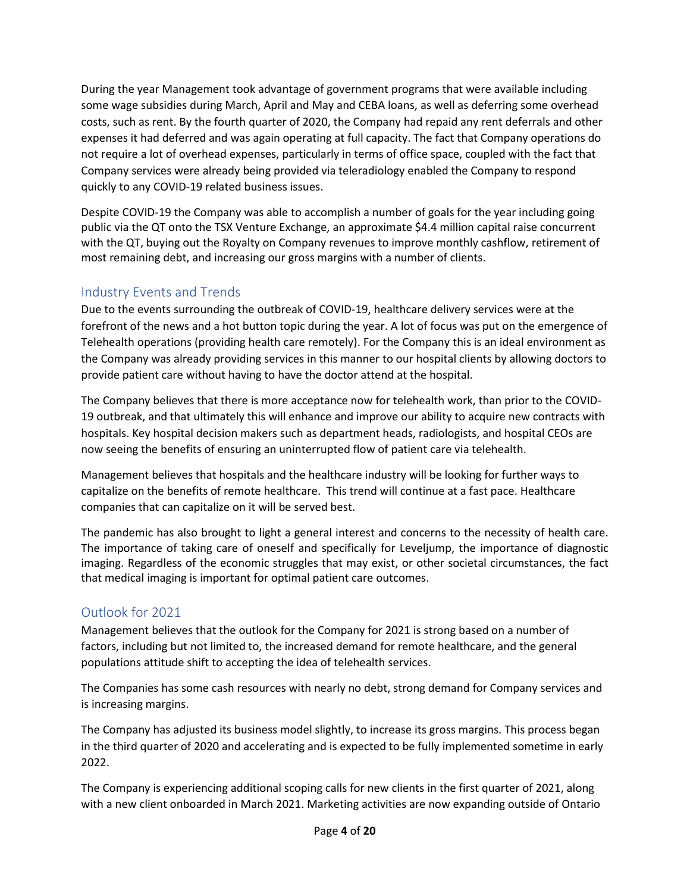During the year Management took advantage of government programs that were available including some wage subsidies during March, April and May and CEBA loans, as well as deferring some overhead costs, such as rent. By the fourth quarter of 2020, the Company had repaid any rent deferrals and other expenses it had deferred and was again operating at full capacity. The fact that Company operations do not require a lot of overhead expenses, particularly in terms of office space, coupled with the fact that Company services were already being provided via teleradiology enabled the Company to respond quickly to any COVID-19 related business issues.

Despite COVID-19 the Company was able to accomplish a number of goals for the year including going public via the QT onto the TSX Venture Exchange, an approximate $4.4 million capital raise concurrent with the QT, buying out the Royalty on Company revenues to improve monthly cashflow, retirement of most remaining debt, and increasing our gross margins with a number of clients.

## Industry Events and Trends

Due to the events surrounding the outbreak of COVID-19, healthcare delivery services were at the forefront of the news and a hot button topic during the year. A lot of focus was put on the emergence of Telehealth operations (providing health care remotely). For the Company this is an ideal environment as the Company was already providing services in this manner to our hospital clients by allowing doctors to provide patient care without having to have the doctor attend at the hospital.

The Company believes that there is more acceptance now for telehealth work, than prior to the COVID-19 outbreak, and that ultimately this will enhance and improve our ability to acquire new contracts with hospitals. Key hospital decision makers such as department heads, radiologists, and hospital CEOs are now seeing the benefits of ensuring an uninterrupted flow of patient care via telehealth.

Management believes that hospitals and the healthcare industry will be looking for further ways to capitalize on the benefits of remote healthcare. This trend will continue at a fast pace. Healthcare companies that can capitalize on it will be served best.

The pandemic has also brought to light a general interest and concerns to the necessity of health care. The importance of taking care of oneself and specifically for Leveljump, the importance of diagnostic imaging. Regardless of the economic struggles that may exist, or other societal circumstances, the fact that medical imaging is important for optimal patient care outcomes.

## Outlook for 2021

Management believes that the outlook for the Company for 2021 is strong based on a number of factors, including but not limited to, the increased demand for remote healthcare, and the general populations attitude shift to accepting the idea of telehealth services.

The Companies has some cash resources with nearly no debt, strong demand for Company services and is increasing margins.

The Company has adjusted its business model slightly, to increase its gross margins. This process began in the third quarter of 2020 and accelerating and is expected to be fully implemented sometime in early 2022.

The Company is experiencing additional scoping calls for new clients in the first quarter of 2021, along with a new client onboarded in March 2021. Marketing activities are now expanding outside of Ontario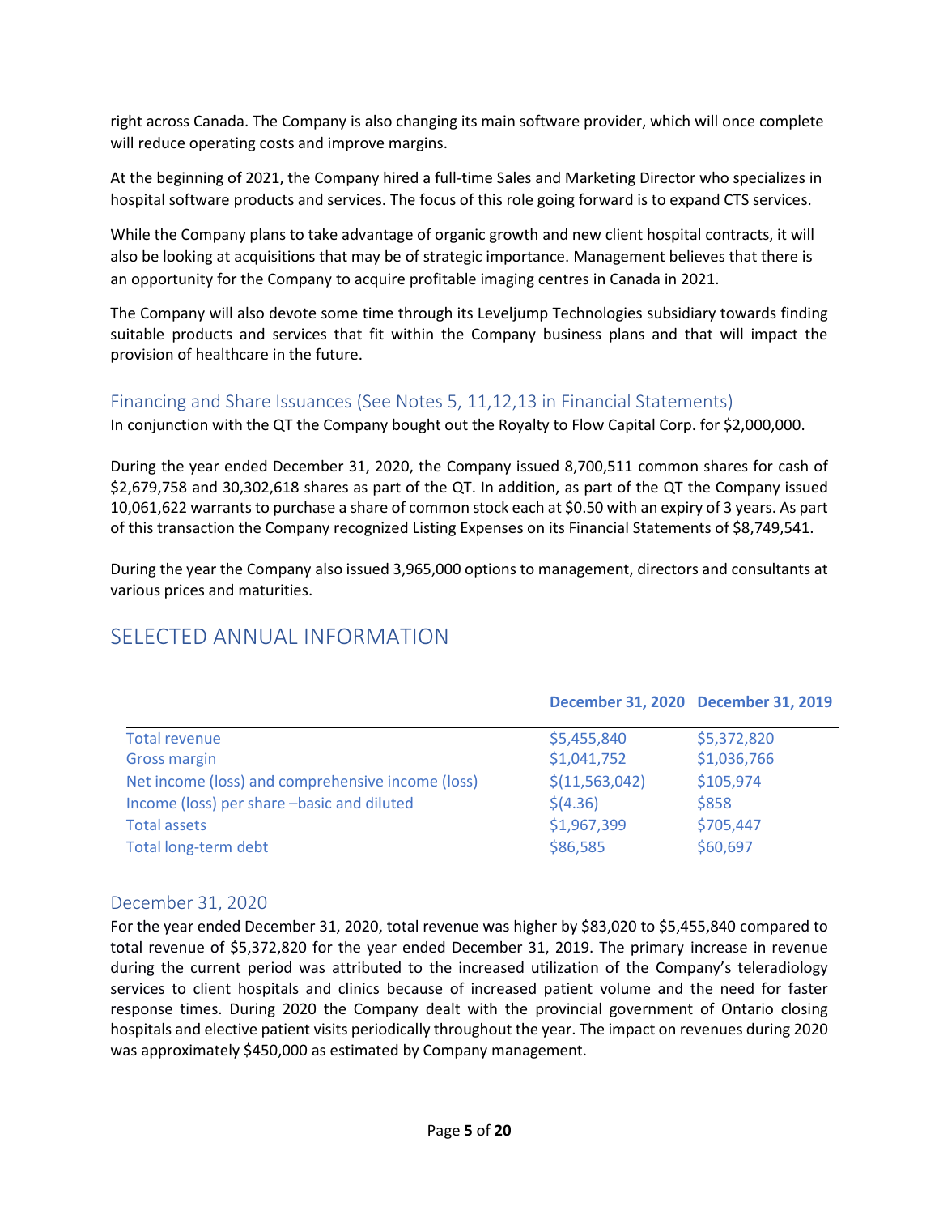right across Canada. The Company is also changing its main software provider, which will once complete will reduce operating costs and improve margins.

At the beginning of 2021, the Company hired a full-time Sales and Marketing Director who specializes in hospital software products and services. The focus of this role going forward is to expand CTS services.

While the Company plans to take advantage of organic growth and new client hospital contracts, it will also be looking at acquisitions that may be of strategic importance. Management believes that there is an opportunity for the Company to acquire profitable imaging centres in Canada in 2021.

The Company will also devote some time through its Leveljump Technologies subsidiary towards finding suitable products and services that fit within the Company business plans and that will impact the provision of healthcare in the future.

### Financing and Share Issuances (See Notes 5, 11,12,13 in Financial Statements)

In conjunction with the QT the Company bought out the Royalty to Flow Capital Corp. for $2,000,000.

During the year ended December 31, 2020, the Company issued 8,700,511 common shares for cash of $2,679,758 and 30,302,618 shares as part of the QT. In addition, as part of the QT the Company issued 10,061,622 warrants to purchase a share of common stock each at $0.50 with an expiry of 3 years. As part of this transaction the Company recognized Listing Expenses on its Financial Statements of $8,749,541.

During the year the Company also issued 3,965,000 options to management, directors and consultants at various prices and maturities.

## SELECTED ANNUAL INFORMATION

| | December 31, 2020 | December 31, 2019 |
|---|---|---|
| Total revenue | $5,455,840 | $5,372,820 |
| Gross margin | $1,041,752 | $1,036,766 |
| Net income (loss) and comprehensive income (loss) | $(11,563,042) | $105,974 |
| Income (loss) per share –basic and diluted | $(4.36) | $858 |
| Total assets | $1,967,399 | $705,447 |
| Total long-term debt | $86,585 | $60,697 |

### December 31, 2020

For the year ended December 31, 2020, total revenue was higher by $83,020 to $5,455,840 compared to total revenue of $5,372,820 for the year ended December 31, 2019. The primary increase in revenue during the current period was attributed to the increased utilization of the Company's teleradiology services to client hospitals and clinics because of increased patient volume and the need for faster response times. During 2020 the Company dealt with the provincial government of Ontario closing hospitals and elective patient visits periodically throughout the year. The impact on revenues during 2020 was approximately $450,000 as estimated by Company management.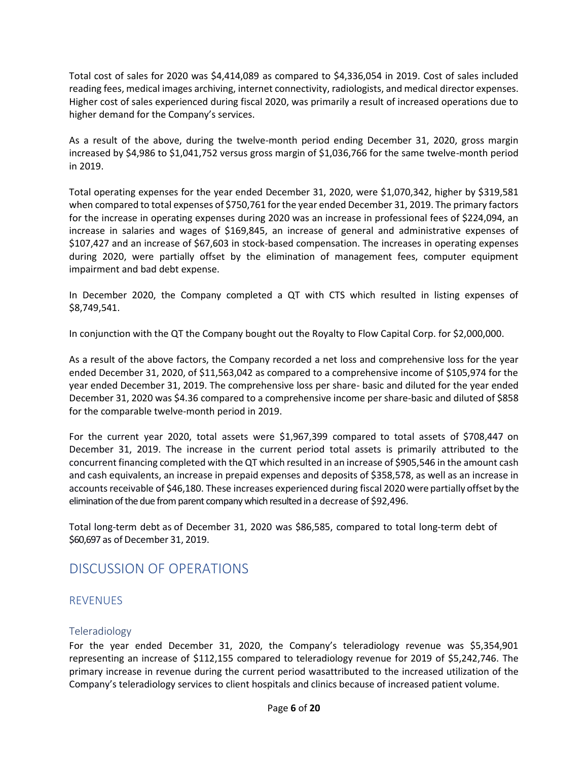Total cost of sales for 2020 was $4,414,089 as compared to $4,336,054 in 2019. Cost of sales included reading fees, medical images archiving, internet connectivity, radiologists, and medical director expenses. Higher cost of sales experienced during fiscal 2020, was primarily a result of increased operations due to higher demand for the Company's services.

As a result of the above, during the twelve-month period ending December 31, 2020, gross margin increased by $4,986 to $1,041,752 versus gross margin of $1,036,766 for the same twelve-month period in 2019.

Total operating expenses for the year ended December 31, 2020, were $1,070,342, higher by $319,581 when compared to total expenses of $750,761 for the year ended December 31, 2019. The primary factors for the increase in operating expenses during 2020 was an increase in professional fees of $224,094, an increase in salaries and wages of $169,845, an increase of general and administrative expenses of $107,427 and an increase of $67,603 in stock-based compensation. The increases in operating expenses during 2020, were partially offset by the elimination of management fees, computer equipment impairment and bad debt expense.

In December 2020, the Company completed a QT with CTS which resulted in listing expenses of $8,749,541.

In conjunction with the QT the Company bought out the Royalty to Flow Capital Corp. for $2,000,000.

As a result of the above factors, the Company recorded a net loss and comprehensive loss for the year ended December 31, 2020, of $11,563,042 as compared to a comprehensive income of $105,974 for the year ended December 31, 2019. The comprehensive loss per share- basic and diluted for the year ended December 31, 2020 was $4.36 compared to a comprehensive income per share-basic and diluted of $858 for the comparable twelve-month period in 2019.

For the current year 2020, total assets were $1,967,399 compared to total assets of $708,447 on December 31, 2019. The increase in the current period total assets is primarily attributed to the concurrent financing completed with the QT which resulted in an increase of $905,546 in the amount cash and cash equivalents, an increase in prepaid expenses and deposits of $358,578, as well as an increase in accounts receivable of $46,180. These increases experienced during fiscal 2020 were partially offset by the elimination of the due from parent company which resulted in a decrease of $92,496.

Total long-term debt as of December 31, 2020 was $86,585, compared to total long-term debt of $60,697 as of December 31, 2019.

# DISCUSSION OF OPERATIONS

## REVENUES

### Teleradiology

For the year ended December 31, 2020, the Company's teleradiology revenue was $5,354,901 representing an increase of $112,155 compared to teleradiology revenue for 2019 of $5,242,746. The primary increase in revenue during the current period wasattributed to the increased utilization of the Company's teleradiology services to client hospitals and clinics because of increased patient volume.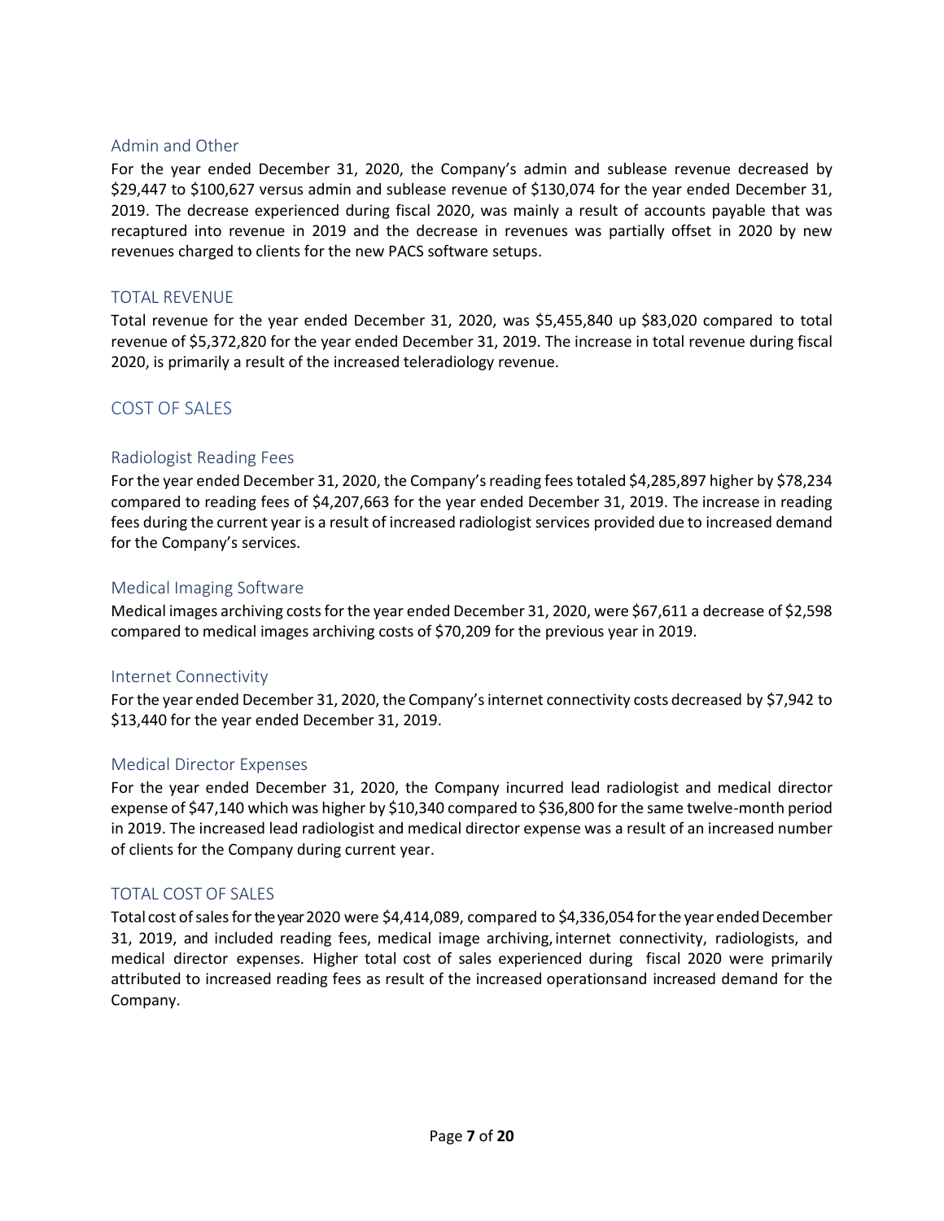### Admin and Other

For the year ended December 31, 2020, the Company's admin and sublease revenue decreased by $29,447 to $100,627 versus admin and sublease revenue of $130,074 for the year ended December 31, 2019. The decrease experienced during fiscal 2020, was mainly a result of accounts payable that was recaptured into revenue in 2019 and the decrease in revenues was partially offset in 2020 by new revenues charged to clients for the new PACS software setups.

### TOTAL REVENUE

Total revenue for the year ended December 31, 2020, was $5,455,840 up $83,020 compared to total revenue of $5,372,820 for the year ended December 31, 2019. The increase in total revenue during fiscal 2020, is primarily a result of the increased teleradiology revenue.

## COST OF SALES

### Radiologist Reading Fees

For the year ended December 31, 2020, the Company's reading fees totaled $4,285,897 higher by $78,234 compared to reading fees of $4,207,663 for the year ended December 31, 2019. The increase in reading fees during the current year is a result of increased radiologist services provided due to increased demand for the Company's services.

### Medical Imaging Software

Medical images archiving costs for the year ended December 31, 2020, were $67,611 a decrease of $2,598 compared to medical images archiving costs of $70,209 for the previous year in 2019.

### Internet Connectivity

For the year ended December 31, 2020, the Company's internet connectivity costs decreased by $7,942 to $13,440 for the year ended December 31, 2019.

### Medical Director Expenses

For the year ended December 31, 2020, the Company incurred lead radiologist and medical director expense of $47,140 which was higher by $10,340 compared to $36,800 for the same twelve-month period in 2019. The increased lead radiologist and medical director expense was a result of an increased number of clients for the Company during current year.

### TOTAL COST OF SALES

Total cost of sales for the year 2020 were $4,414,089, compared to $4,336,054 for the year ended December 31, 2019, and included reading fees, medical image archiving, internet connectivity, radiologists, and medical director expenses. Higher total cost of sales experienced during fiscal 2020 were primarily attributed to increased reading fees as result of the increased operationsand increased demand for the Company.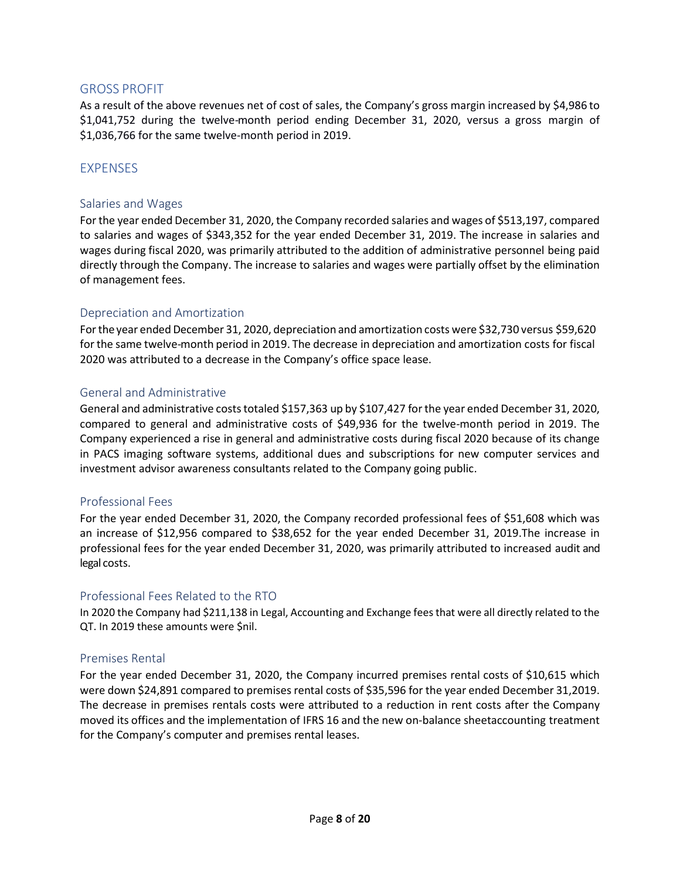## GROSS PROFIT

As a result of the above revenues net of cost of sales, the Company's gross margin increased by $4,986 to $1,041,752 during the twelve-month period ending December 31, 2020, versus a gross margin of $1,036,766 for the same twelve-month period in 2019.

## EXPENSES

### Salaries and Wages

For the year ended December 31, 2020, the Company recorded salaries and wages of $513,197, compared to salaries and wages of $343,352 for the year ended December 31, 2019. The increase in salaries and wages during fiscal 2020, was primarily attributed to the addition of administrative personnel being paid directly through the Company. The increase to salaries and wages were partially offset by the elimination of management fees.

### Depreciation and Amortization

For the year ended December 31, 2020, depreciation and amortization costs were $32,730 versus $59,620 for the same twelve-month period in 2019. The decrease in depreciation and amortization costs for fiscal 2020 was attributed to a decrease in the Company's office space lease.

### General and Administrative

General and administrative costs totaled $157,363 up by $107,427 for the year ended December 31, 2020, compared to general and administrative costs of $49,936 for the twelve-month period in 2019. The Company experienced a rise in general and administrative costs during fiscal 2020 because of its change in PACS imaging software systems, additional dues and subscriptions for new computer services and investment advisor awareness consultants related to the Company going public.

### Professional Fees

For the year ended December 31, 2020, the Company recorded professional fees of $51,608 which was an increase of $12,956 compared to $38,652 for the year ended December 31, 2019.The increase in professional fees for the year ended December 31, 2020, was primarily attributed to increased audit and legal costs.

### Professional Fees Related to the RTO

In 2020 the Company had $211,138 in Legal, Accounting and Exchange fees that were all directly related to the QT. In 2019 these amounts were $nil.

### Premises Rental

For the year ended December 31, 2020, the Company incurred premises rental costs of $10,615 which were down $24,891 compared to premises rental costs of $35,596 for the year ended December 31,2019. The decrease in premises rentals costs were attributed to a reduction in rent costs after the Company moved its offices and the implementation of IFRS 16 and the new on-balance sheetaccounting treatment for the Company's computer and premises rental leases.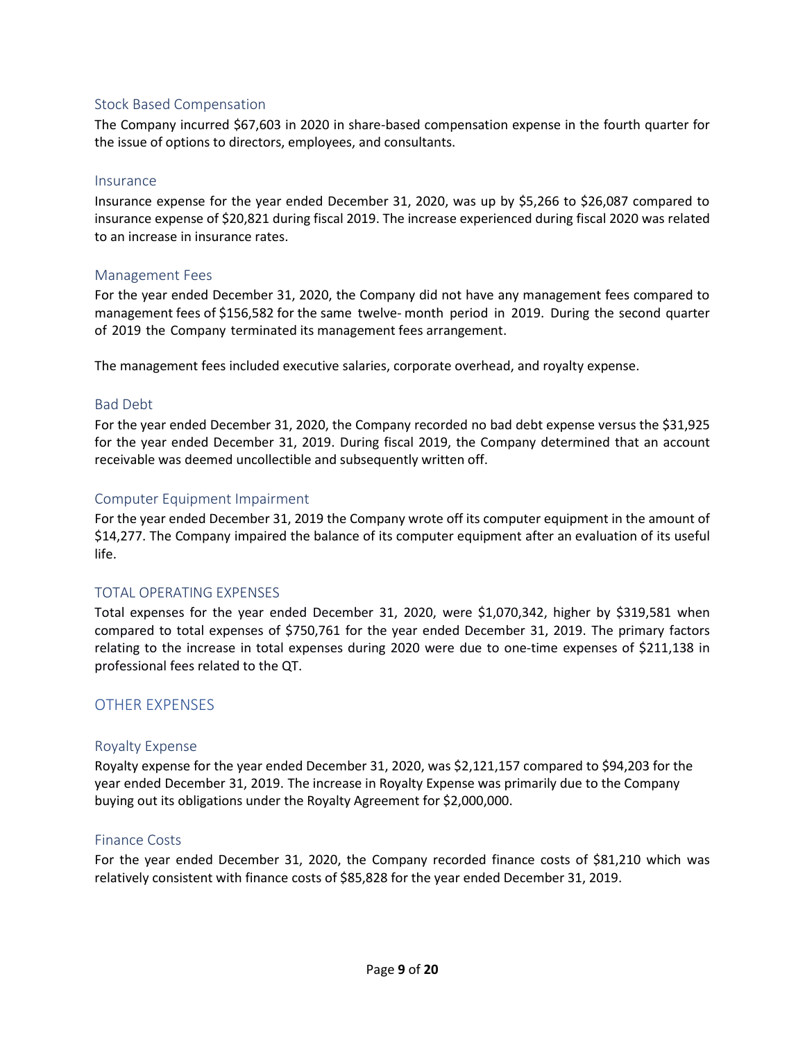### Stock Based Compensation

The Company incurred $67,603 in 2020 in share-based compensation expense in the fourth quarter for the issue of options to directors, employees, and consultants.

### Insurance

Insurance expense for the year ended December 31, 2020, was up by $5,266 to $26,087 compared to insurance expense of $20,821 during fiscal 2019. The increase experienced during fiscal 2020 was related to an increase in insurance rates.

### Management Fees

For the year ended December 31, 2020, the Company did not have any management fees compared to management fees of $156,582 for the same twelve- month period in 2019. During the second quarter of 2019 the Company terminated its management fees arrangement.

The management fees included executive salaries, corporate overhead, and royalty expense.

### Bad Debt

For the year ended December 31, 2020, the Company recorded no bad debt expense versus the $31,925 for the year ended December 31, 2019. During fiscal 2019, the Company determined that an account receivable was deemed uncollectible and subsequently written off.

### Computer Equipment Impairment

For the year ended December 31, 2019 the Company wrote off its computer equipment in the amount of $14,277. The Company impaired the balance of its computer equipment after an evaluation of its useful life.

### TOTAL OPERATING EXPENSES

Total expenses for the year ended December 31, 2020, were $1,070,342, higher by $319,581 when compared to total expenses of $750,761 for the year ended December 31, 2019. The primary factors relating to the increase in total expenses during 2020 were due to one-time expenses of $211,138 in professional fees related to the QT.

## OTHER EXPENSES

### Royalty Expense

Royalty expense for the year ended December 31, 2020, was $2,121,157 compared to $94,203 for the year ended December 31, 2019. The increase in Royalty Expense was primarily due to the Company buying out its obligations under the Royalty Agreement for $2,000,000.

### Finance Costs

For the year ended December 31, 2020, the Company recorded finance costs of $81,210 which was relatively consistent with finance costs of $85,828 for the year ended December 31, 2019.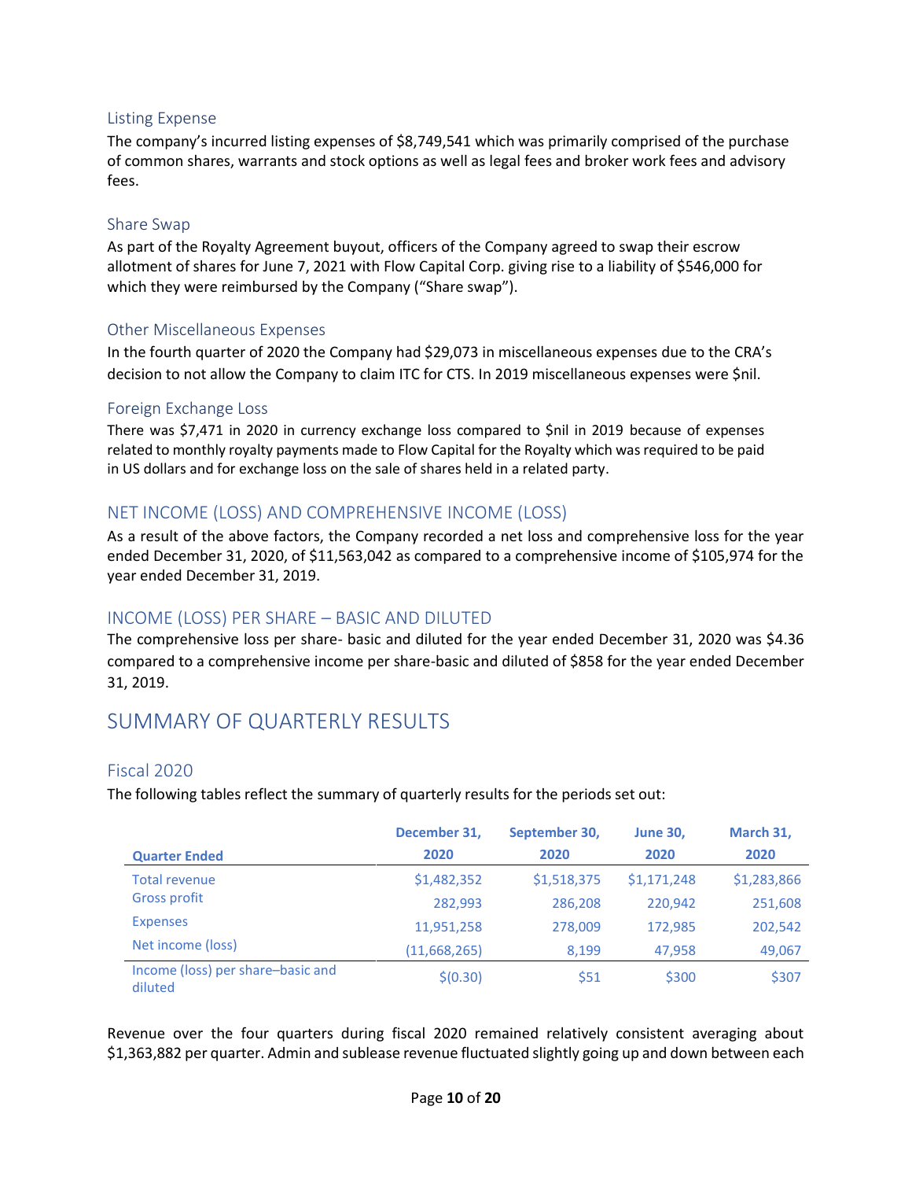### Listing Expense

The company's incurred listing expenses of $8,749,541 which was primarily comprised of the purchase of common shares, warrants and stock options as well as legal fees and broker work fees and advisory fees.

### Share Swap

As part of the Royalty Agreement buyout, officers of the Company agreed to swap their escrow allotment of shares for June 7, 2021 with Flow Capital Corp. giving rise to a liability of $546,000 for which they were reimbursed by the Company ("Share swap").

### Other Miscellaneous Expenses

In the fourth quarter of 2020 the Company had $29,073 in miscellaneous expenses due to the CRA's decision to not allow the Company to claim ITC for CTS. In 2019 miscellaneous expenses were $nil.

### Foreign Exchange Loss

There was $7,471 in 2020 in currency exchange loss compared to $nil in 2019 because of expenses related to monthly royalty payments made to Flow Capital for the Royalty which was required to be paid in US dollars and for exchange loss on the sale of shares held in a related party.

## NET INCOME (LOSS) AND COMPREHENSIVE INCOME (LOSS)

As a result of the above factors, the Company recorded a net loss and comprehensive loss for the year ended December 31, 2020, of $11,563,042 as compared to a comprehensive income of $105,974 for the year ended December 31, 2019.

## INCOME (LOSS) PER SHARE – BASIC AND DILUTED

The comprehensive loss per share- basic and diluted for the year ended December 31, 2020 was $4.36 compared to a comprehensive income per share-basic and diluted of $858 for the year ended December 31, 2019.

# SUMMARY OF QUARTERLY RESULTS

### Fiscal 2020

The following tables reflect the summary of quarterly results for the periods set out:

| Quarter Ended | December 31, 2020 | September 30, 2020 | June 30, 2020 | March 31, 2020 |
|---|---|---|---|---|
| Total revenue | $1,482,352 | $1,518,375 | $1,171,248 | $1,283,866 |
| Gross profit | 282,993 | 286,208 | 220,942 | 251,608 |
| Expenses | 11,951,258 | 278,009 | 172,985 | 202,542 |
| Net income (loss) | (11,668,265) | 8,199 | 47,958 | 49,067 |
| Income (loss) per share–basic and diluted | $(0.30) | $51 | $300 | $307 |

Revenue over the four quarters during fiscal 2020 remained relatively consistent averaging about $1,363,882 per quarter. Admin and sublease revenue fluctuated slightly going up and down between each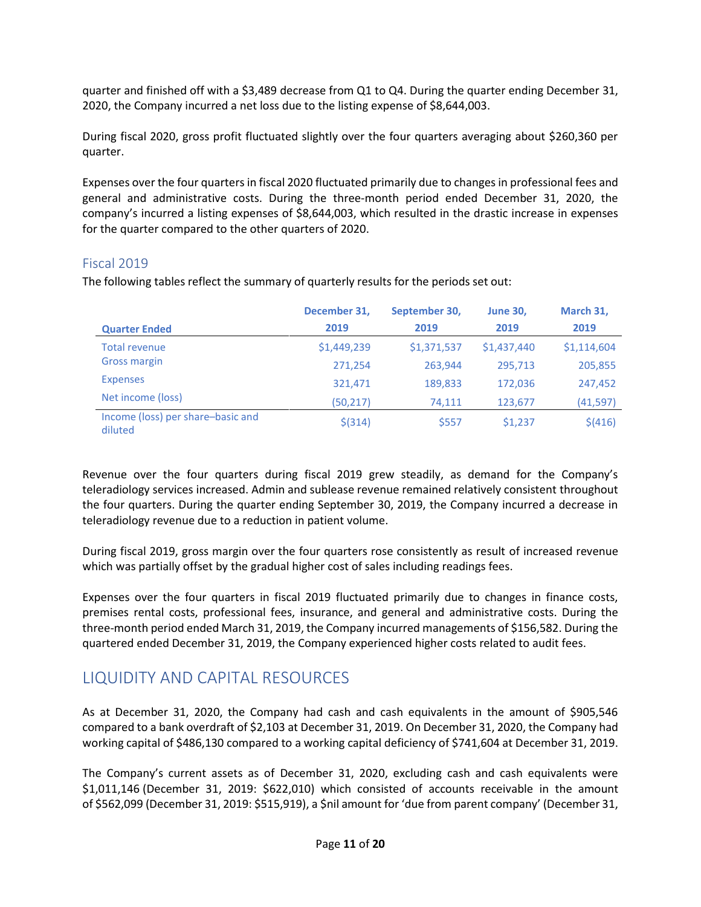quarter and finished off with a $3,489 decrease from Q1 to Q4. During the quarter ending December 31, 2020, the Company incurred a net loss due to the listing expense of $8,644,003.

During fiscal 2020, gross profit fluctuated slightly over the four quarters averaging about $260,360 per quarter.

Expenses over the four quarters in fiscal 2020 fluctuated primarily due to changes in professional fees and general and administrative costs. During the three-month period ended December 31, 2020, the company's incurred a listing expenses of $8,644,003, which resulted in the drastic increase in expenses for the quarter compared to the other quarters of 2020.

### Fiscal 2019

The following tables reflect the summary of quarterly results for the periods set out:

| Quarter Ended | December 31, 2019 | September 30, 2019 | June 30, 2019 | March 31, 2019 |
|---|---|---|---|---|
| Total revenue | $1,449,239 | $1,371,537 | $1,437,440 | $1,114,604 |
| Gross margin | 271,254 | 263,944 | 295,713 | 205,855 |
| Expenses | 321,471 | 189,833 | 172,036 | 247,452 |
| Net income (loss) | (50,217) | 74,111 | 123,677 | (41,597) |
| Income (loss) per share–basic and diluted | $(314) | $557 | $1,237 | $(416) |

Revenue over the four quarters during fiscal 2019 grew steadily, as demand for the Company's teleradiology services increased. Admin and sublease revenue remained relatively consistent throughout the four quarters. During the quarter ending September 30, 2019, the Company incurred a decrease in teleradiology revenue due to a reduction in patient volume.

During fiscal 2019, gross margin over the four quarters rose consistently as result of increased revenue which was partially offset by the gradual higher cost of sales including readings fees.

Expenses over the four quarters in fiscal 2019 fluctuated primarily due to changes in finance costs, premises rental costs, professional fees, insurance, and general and administrative costs. During the three-month period ended March 31, 2019, the Company incurred managements of $156,582. During the quartered ended December 31, 2019, the Company experienced higher costs related to audit fees.

## LIQUIDITY AND CAPITAL RESOURCES

As at December 31, 2020, the Company had cash and cash equivalents in the amount of $905,546 compared to a bank overdraft of $2,103 at December 31, 2019. On December 31, 2020, the Company had working capital of $486,130 compared to a working capital deficiency of $741,604 at December 31, 2019.

The Company's current assets as of December 31, 2020, excluding cash and cash equivalents were $1,011,146 (December 31, 2019: $622,010) which consisted of accounts receivable in the amount of $562,099 (December 31, 2019: $515,919), a $nil amount for 'due from parent company' (December 31,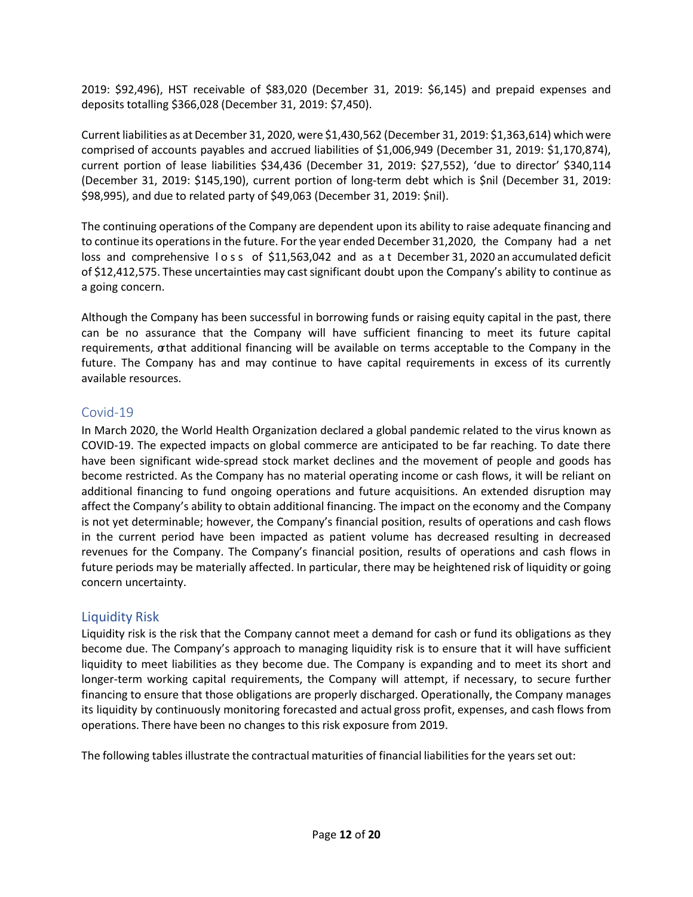2019: $92,496), HST receivable of $83,020 (December 31, 2019: $6,145) and prepaid expenses and deposits totalling $366,028 (December 31, 2019: $7,450).

Current liabilities as at December 31, 2020, were $1,430,562 (December 31, 2019: $1,363,614) which were comprised of accounts payables and accrued liabilities of $1,006,949 (December 31, 2019: $1,170,874), current portion of lease liabilities $34,436 (December 31, 2019: $27,552), 'due to director' $340,114 (December 31, 2019: $145,190), current portion of long-term debt which is $nil (December 31, 2019: $98,995), and due to related party of $49,063 (December 31, 2019: $nil).

The continuing operations of the Company are dependent upon its ability to raise adequate financing and to continue its operations in the future. For the year ended December 31,2020, the Company had a net loss and comprehensive loss of $11,563,042 and as at December 31, 2020 an accumulated deficit of $12,412,575. These uncertainties may cast significant doubt upon the Company's ability to continue as a going concern.

Although the Company has been successful in borrowing funds or raising equity capital in the past, there can be no assurance that the Company will have sufficient financing to meet its future capital requirements, or that additional financing will be available on terms acceptable to the Company in the future. The Company has and may continue to have capital requirements in excess of its currently available resources.

## Covid-19

In March 2020, the World Health Organization declared a global pandemic related to the virus known as COVID-19. The expected impacts on global commerce are anticipated to be far reaching. To date there have been significant wide-spread stock market declines and the movement of people and goods has become restricted. As the Company has no material operating income or cash flows, it will be reliant on additional financing to fund ongoing operations and future acquisitions. An extended disruption may affect the Company's ability to obtain additional financing. The impact on the economy and the Company is not yet determinable; however, the Company's financial position, results of operations and cash flows in the current period have been impacted as patient volume has decreased resulting in decreased revenues for the Company. The Company's financial position, results of operations and cash flows in future periods may be materially affected. In particular, there may be heightened risk of liquidity or going concern uncertainty.

## Liquidity Risk

Liquidity risk is the risk that the Company cannot meet a demand for cash or fund its obligations as they become due. The Company's approach to managing liquidity risk is to ensure that it will have sufficient liquidity to meet liabilities as they become due. The Company is expanding and to meet its short and longer-term working capital requirements, the Company will attempt, if necessary, to secure further financing to ensure that those obligations are properly discharged. Operationally, the Company manages its liquidity by continuously monitoring forecasted and actual gross profit, expenses, and cash flows from operations. There have been no changes to this risk exposure from 2019.

The following tables illustrate the contractual maturities of financial liabilities for the years set out: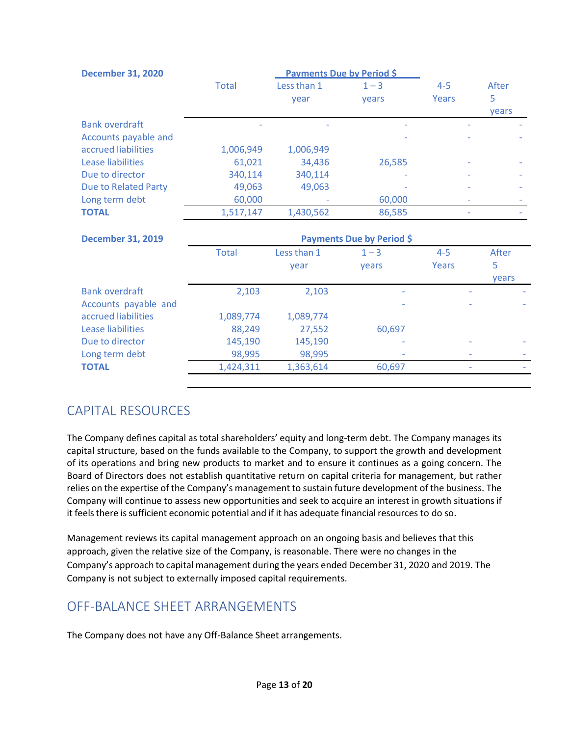| December 31, 2020 | Payments Due by Period $ | | | | |
|---|---|---|---|---|---|
| | Total | Less than 1 year | 1 – 3 years | 4-5 Years | After 5 years |
| Bank overdraft | - | - | - | - | - |
| Accounts payable and accrued liabilities | 1,006,949 | 1,006,949 | - | - | - |
| Lease liabilities | 61,021 | 34,436 | 26,585 | - | - |
| Due to director | 340,114 | 340,114 | - | - | - |
| Due to Related Party | 49,063 | 49,063 | - | - | - |
| Long term debt | 60,000 | - | 60,000 | - | - |
| **TOTAL** | 1,517,147 | 1,430,562 | 86,585 | - | - |

| December 31, 2019 | Payments Due by Period $ | | | | |
|---|---|---|---|---|---|
| | Total | Less than 1 year | 1 – 3 years | 4-5 Years | After 5 years |
| Bank overdraft | 2,103 | 2,103 | - | - | - |
| Accounts payable and accrued liabilities | 1,089,774 | 1,089,774 | - | - | - |
| Lease liabilities | 88,249 | 27,552 | 60,697 | | |
| Due to director | 145,190 | 145,190 | - | - | - |
| Long term debt | 98,995 | 98,995 | - | - | - |
| **TOTAL** | 1,424,311 | 1,363,614 | 60,697 | - | - |

## CAPITAL RESOURCES

The Company defines capital as total shareholders' equity and long-term debt. The Company manages its capital structure, based on the funds available to the Company, to support the growth and development of its operations and bring new products to market and to ensure it continues as a going concern. The Board of Directors does not establish quantitative return on capital criteria for management, but rather relies on the expertise of the Company's management to sustain future development of the business. The Company will continue to assess new opportunities and seek to acquire an interest in growth situations if it feels there is sufficient economic potential and if it has adequate financial resources to do so.

Management reviews its capital management approach on an ongoing basis and believes that this approach, given the relative size of the Company, is reasonable. There were no changes in the Company's approach to capital management during the years ended December 31, 2020 and 2019. The Company is not subject to externally imposed capital requirements.

## OFF-BALANCE SHEET ARRANGEMENTS

The Company does not have any Off-Balance Sheet arrangements.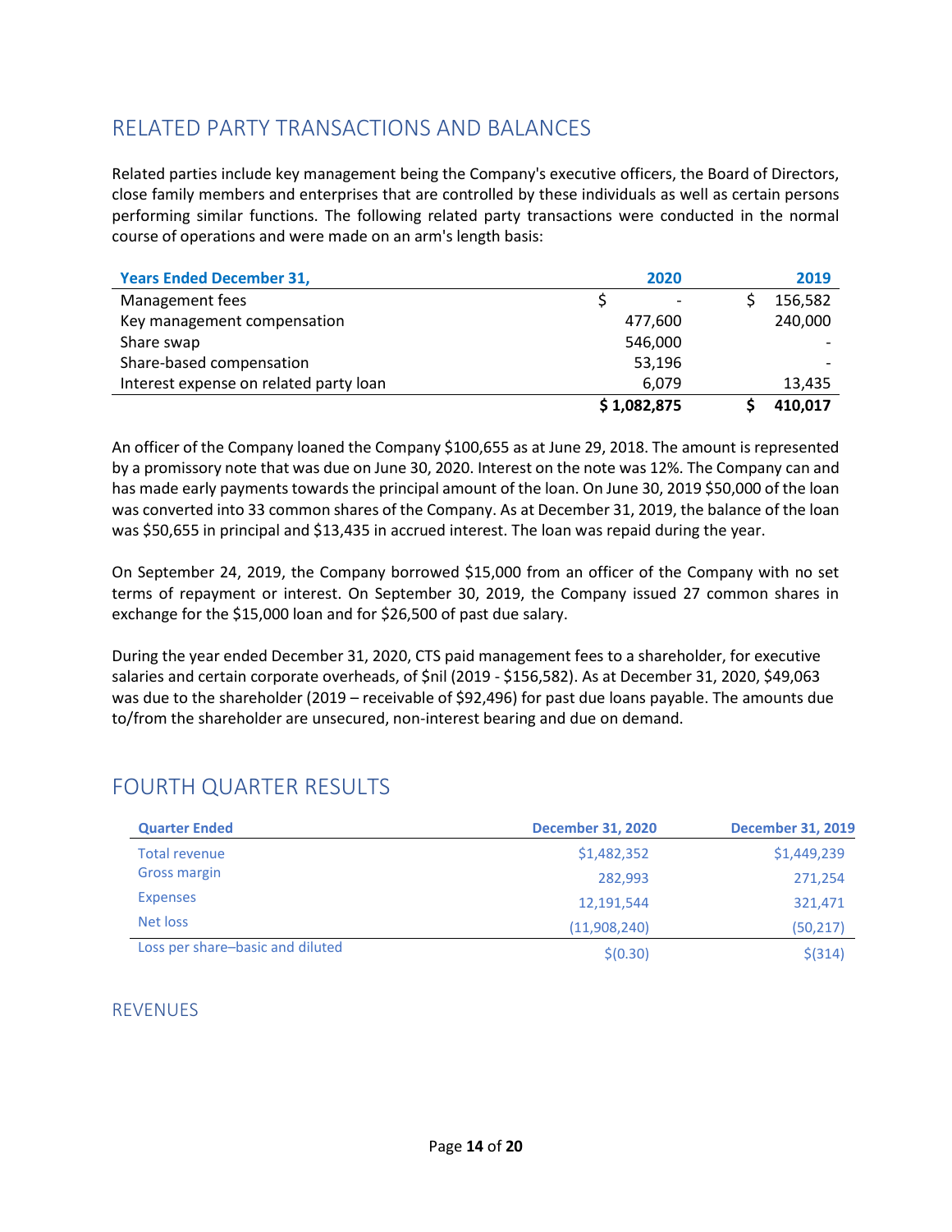## RELATED PARTY TRANSACTIONS AND BALANCES

Related parties include key management being the Company's executive officers, the Board of Directors, close family members and enterprises that are controlled by these individuals as well as certain persons performing similar functions. The following related party transactions were conducted in the normal course of operations and were made on an arm's length basis:

| Years Ended December 31, | 2020 | 2019 |
|---|---|---|
| Management fees | $ - | $ 156,582 |
| Key management compensation | 477,600 | 240,000 |
| Share swap | 546,000 | - |
| Share-based compensation | 53,196 | - |
| Interest expense on related party loan | 6,079 | 13,435 |
| | **$ 1,082,875** | **$ 410,017** |

An officer of the Company loaned the Company $100,655 as at June 29, 2018. The amount is represented by a promissory note that was due on June 30, 2020. Interest on the note was 12%. The Company can and has made early payments towards the principal amount of the loan. On June 30, 2019 $50,000 of the loan was converted into 33 common shares of the Company. As at December 31, 2019, the balance of the loan was $50,655 in principal and $13,435 in accrued interest. The loan was repaid during the year.

On September 24, 2019, the Company borrowed $15,000 from an officer of the Company with no set terms of repayment or interest. On September 30, 2019, the Company issued 27 common shares in exchange for the $15,000 loan and for $26,500 of past due salary.

During the year ended December 31, 2020, CTS paid management fees to a shareholder, for executive salaries and certain corporate overheads, of $nil (2019 - $156,582). As at December 31, 2020, $49,063 was due to the shareholder (2019 – receivable of $92,496) for past due loans payable. The amounts due to/from the shareholder are unsecured, non-interest bearing and due on demand.

## FOURTH QUARTER RESULTS

| Quarter Ended | December 31, 2020 | December 31, 2019 |
|---|---|---|
| Total revenue | $1,482,352 | $1,449,239 |
| Gross margin | 282,993 | 271,254 |
| Expenses | 12,191,544 | 321,471 |
| Net loss | (11,908,240) | (50,217) |
| Loss per share–basic and diluted | $(0.30) | $(314) |

### REVENUES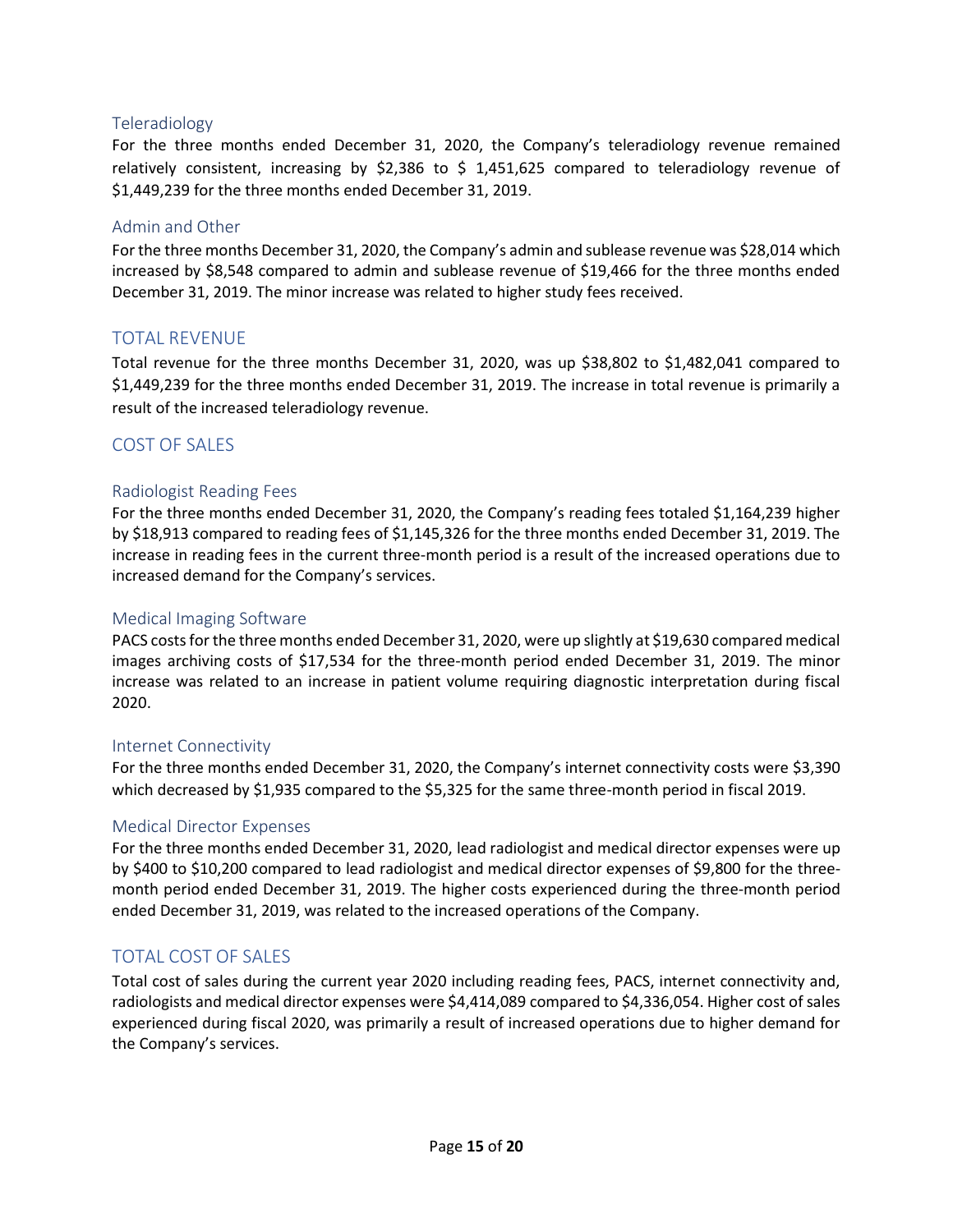### Teleradiology

For the three months ended December 31, 2020, the Company's teleradiology revenue remained relatively consistent, increasing by $2,386 to $ 1,451,625 compared to teleradiology revenue of $1,449,239 for the three months ended December 31, 2019.

### Admin and Other

For the three months December 31, 2020, the Company's admin and sublease revenue was $28,014 which increased by $8,548 compared to admin and sublease revenue of $19,466 for the three months ended December 31, 2019. The minor increase was related to higher study fees received.

## TOTAL REVENUE

Total revenue for the three months December 31, 2020, was up $38,802 to $1,482,041 compared to $1,449,239 for the three months ended December 31, 2019. The increase in total revenue is primarily a result of the increased teleradiology revenue.

## COST OF SALES

### Radiologist Reading Fees

For the three months ended December 31, 2020, the Company's reading fees totaled $1,164,239 higher by $18,913 compared to reading fees of $1,145,326 for the three months ended December 31, 2019. The increase in reading fees in the current three-month period is a result of the increased operations due to increased demand for the Company's services.

### Medical Imaging Software

PACS costs for the three months ended December 31, 2020, were up slightly at $19,630 compared medical images archiving costs of $17,534 for the three-month period ended December 31, 2019. The minor increase was related to an increase in patient volume requiring diagnostic interpretation during fiscal 2020.

### Internet Connectivity

For the three months ended December 31, 2020, the Company's internet connectivity costs were $3,390 which decreased by $1,935 compared to the $5,325 for the same three-month period in fiscal 2019.

### Medical Director Expenses

For the three months ended December 31, 2020, lead radiologist and medical director expenses were up by $400 to $10,200 compared to lead radiologist and medical director expenses of $9,800 for the three-month period ended December 31, 2019. The higher costs experienced during the three-month period ended December 31, 2019, was related to the increased operations of the Company.

## TOTAL COST OF SALES

Total cost of sales during the current year 2020 including reading fees, PACS, internet connectivity and, radiologists and medical director expenses were $4,414,089 compared to $4,336,054. Higher cost of sales experienced during fiscal 2020, was primarily a result of increased operations due to higher demand for the Company's services.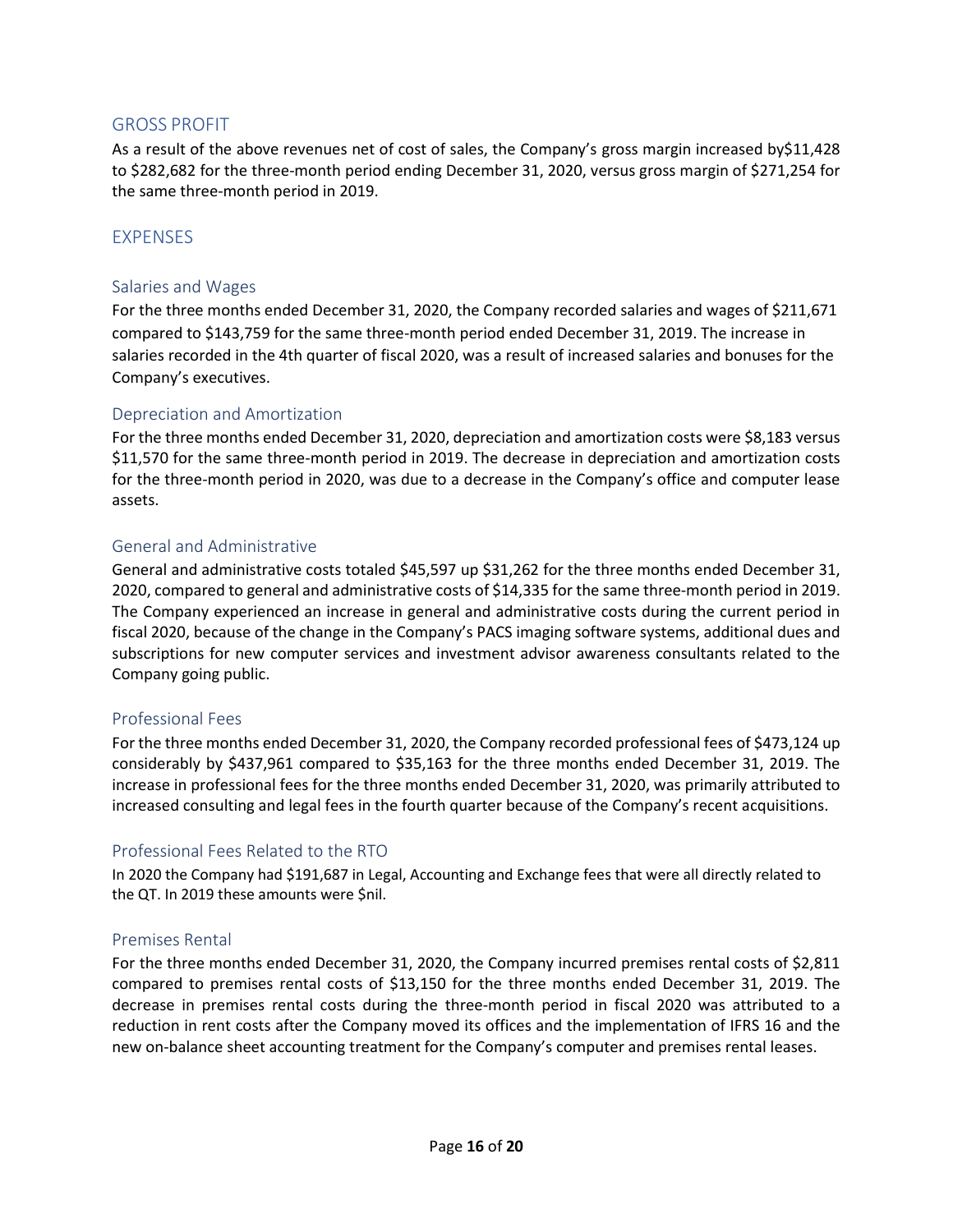## GROSS PROFIT

As a result of the above revenues net of cost of sales, the Company's gross margin increased by$11,428 to $282,682 for the three-month period ending December 31, 2020, versus gross margin of $271,254 for the same three-month period in 2019.

## EXPENSES

### Salaries and Wages

For the three months ended December 31, 2020, the Company recorded salaries and wages of $211,671 compared to $143,759 for the same three-month period ended December 31, 2019. The increase in salaries recorded in the 4th quarter of fiscal 2020, was a result of increased salaries and bonuses for the Company's executives.

### Depreciation and Amortization

For the three months ended December 31, 2020, depreciation and amortization costs were $8,183 versus $11,570 for the same three-month period in 2019. The decrease in depreciation and amortization costs for the three-month period in 2020, was due to a decrease in the Company's office and computer lease assets.

### General and Administrative

General and administrative costs totaled $45,597 up $31,262 for the three months ended December 31, 2020, compared to general and administrative costs of $14,335 for the same three-month period in 2019. The Company experienced an increase in general and administrative costs during the current period in fiscal 2020, because of the change in the Company's PACS imaging software systems, additional dues and subscriptions for new computer services and investment advisor awareness consultants related to the Company going public.

### Professional Fees

For the three months ended December 31, 2020, the Company recorded professional fees of $473,124 up considerably by $437,961 compared to $35,163 for the three months ended December 31, 2019. The increase in professional fees for the three months ended December 31, 2020, was primarily attributed to increased consulting and legal fees in the fourth quarter because of the Company's recent acquisitions.

### Professional Fees Related to the RTO

In 2020 the Company had $191,687 in Legal, Accounting and Exchange fees that were all directly related to the QT. In 2019 these amounts were $nil.

### Premises Rental

For the three months ended December 31, 2020, the Company incurred premises rental costs of $2,811 compared to premises rental costs of $13,150 for the three months ended December 31, 2019. The decrease in premises rental costs during the three-month period in fiscal 2020 was attributed to a reduction in rent costs after the Company moved its offices and the implementation of IFRS 16 and the new on-balance sheet accounting treatment for the Company's computer and premises rental leases.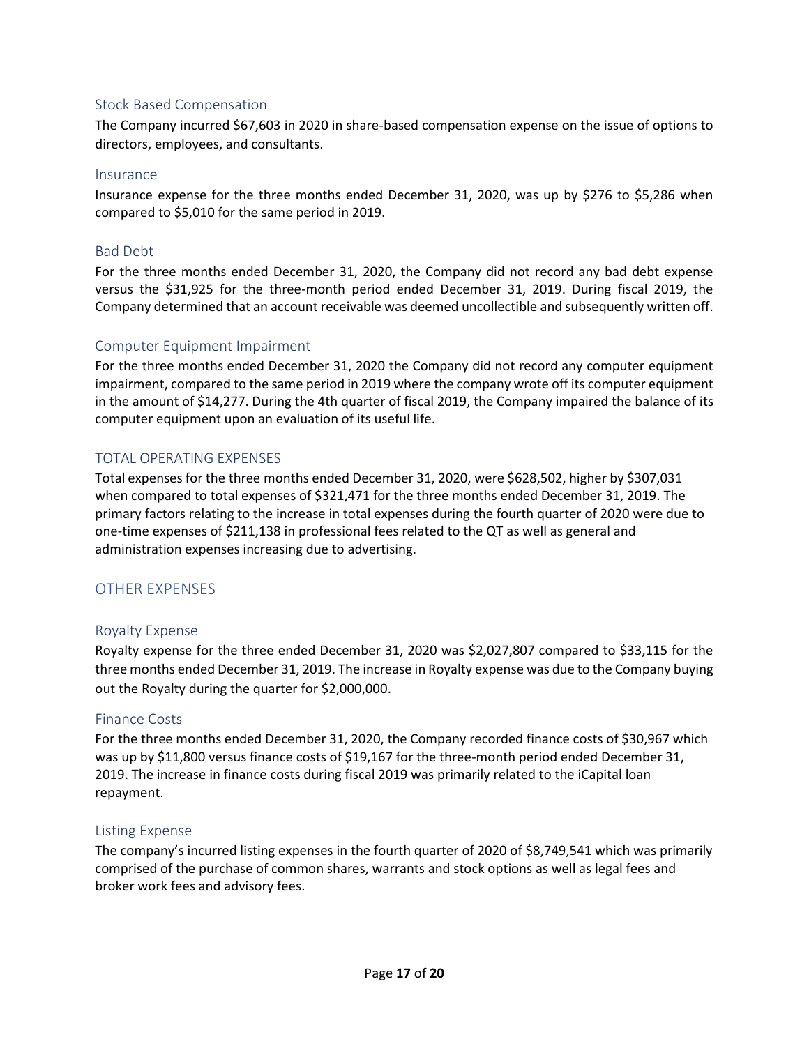### Stock Based Compensation

The Company incurred $67,603 in 2020 in share-based compensation expense on the issue of options to directors, employees, and consultants.

### Insurance

Insurance expense for the three months ended December 31, 2020, was up by $276 to $5,286 when compared to $5,010 for the same period in 2019.

### Bad Debt

For the three months ended December 31, 2020, the Company did not record any bad debt expense versus the $31,925 for the three-month period ended December 31, 2019. During fiscal 2019, the Company determined that an account receivable was deemed uncollectible and subsequently written off.

### Computer Equipment Impairment

For the three months ended December 31, 2020 the Company did not record any computer equipment impairment, compared to the same period in 2019 where the company wrote off its computer equipment in the amount of $14,277. During the 4th quarter of fiscal 2019, the Company impaired the balance of its computer equipment upon an evaluation of its useful life.

### TOTAL OPERATING EXPENSES

Total expenses for the three months ended December 31, 2020, were $628,502, higher by $307,031 when compared to total expenses of $321,471 for the three months ended December 31, 2019. The primary factors relating to the increase in total expenses during the fourth quarter of 2020 were due to one-time expenses of $211,138 in professional fees related to the QT as well as general and administration expenses increasing due to advertising.

## OTHER EXPENSES

### Royalty Expense

Royalty expense for the three ended December 31, 2020 was $2,027,807 compared to $33,115 for the three months ended December 31, 2019. The increase in Royalty expense was due to the Company buying out the Royalty during the quarter for $2,000,000.

### Finance Costs

For the three months ended December 31, 2020, the Company recorded finance costs of $30,967 which was up by $11,800 versus finance costs of $19,167 for the three-month period ended December 31, 2019. The increase in finance costs during fiscal 2019 was primarily related to the iCapital loan repayment.

### Listing Expense

The company's incurred listing expenses in the fourth quarter of 2020 of $8,749,541 which was primarily comprised of the purchase of common shares, warrants and stock options as well as legal fees and broker work fees and advisory fees.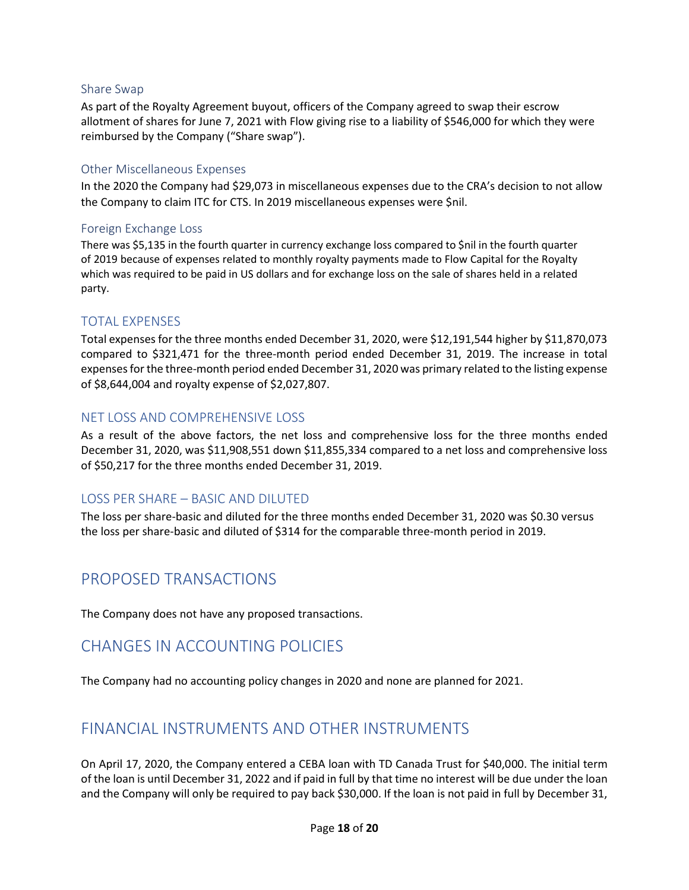### Share Swap

As part of the Royalty Agreement buyout, officers of the Company agreed to swap their escrow allotment of shares for June 7, 2021 with Flow giving rise to a liability of $546,000 for which they were reimbursed by the Company ("Share swap").

### Other Miscellaneous Expenses

In the 2020 the Company had $29,073 in miscellaneous expenses due to the CRA's decision to not allow the Company to claim ITC for CTS. In 2019 miscellaneous expenses were $nil.

### Foreign Exchange Loss

There was $5,135 in the fourth quarter in currency exchange loss compared to $nil in the fourth quarter of 2019 because of expenses related to monthly royalty payments made to Flow Capital for the Royalty which was required to be paid in US dollars and for exchange loss on the sale of shares held in a related party.

## TOTAL EXPENSES

Total expenses for the three months ended December 31, 2020, were $12,191,544 higher by $11,870,073 compared to $321,471 for the three-month period ended December 31, 2019. The increase in total expenses for the three-month period ended December 31, 2020 was primary related to the listing expense of $8,644,004 and royalty expense of $2,027,807.

## NET LOSS AND COMPREHENSIVE LOSS

As a result of the above factors, the net loss and comprehensive loss for the three months ended December 31, 2020, was $11,908,551 down $11,855,334 compared to a net loss and comprehensive loss of $50,217 for the three months ended December 31, 2019.

## LOSS PER SHARE – BASIC AND DILUTED

The loss per share-basic and diluted for the three months ended December 31, 2020 was $0.30 versus the loss per share-basic and diluted of $314 for the comparable three-month period in 2019.

# PROPOSED TRANSACTIONS

The Company does not have any proposed transactions.

# CHANGES IN ACCOUNTING POLICIES

The Company had no accounting policy changes in 2020 and none are planned for 2021.

# FINANCIAL INSTRUMENTS AND OTHER INSTRUMENTS

On April 17, 2020, the Company entered a CEBA loan with TD Canada Trust for $40,000. The initial term of the loan is until December 31, 2022 and if paid in full by that time no interest will be due under the loan and the Company will only be required to pay back $30,000. If the loan is not paid in full by December 31,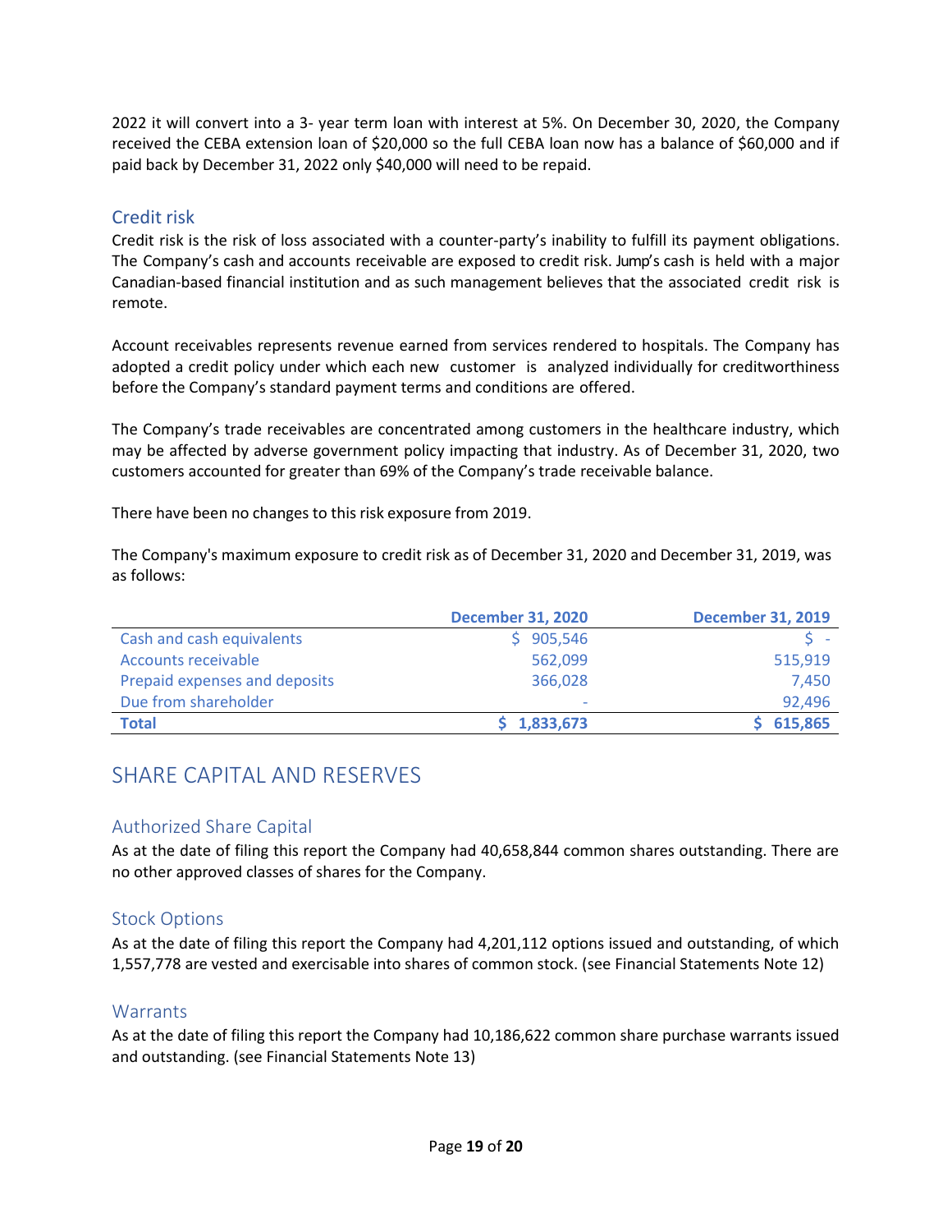2022 it will convert into a 3- year term loan with interest at 5%. On December 30, 2020, the Company received the CEBA extension loan of $20,000 so the full CEBA loan now has a balance of $60,000 and if paid back by December 31, 2022 only $40,000 will need to be repaid.

### Credit risk

Credit risk is the risk of loss associated with a counter-party's inability to fulfill its payment obligations. The Company's cash and accounts receivable are exposed to credit risk. Jump's cash is held with a major Canadian-based financial institution and as such management believes that the associated credit risk is remote.

Account receivables represents revenue earned from services rendered to hospitals. The Company has adopted a credit policy under which each new customer is analyzed individually for creditworthiness before the Company's standard payment terms and conditions are offered.

The Company's trade receivables are concentrated among customers in the healthcare industry, which may be affected by adverse government policy impacting that industry. As of December 31, 2020, two customers accounted for greater than 69% of the Company's trade receivable balance.

There have been no changes to this risk exposure from 2019.

The Company's maximum exposure to credit risk as of December 31, 2020 and December 31, 2019, was as follows:

| | December 31, 2020 | December 31, 2019 |
|---|---|---|
| Cash and cash equivalents | $ 905,546 | $ - |
| Accounts receivable | 562,099 | 515,919 |
| Prepaid expenses and deposits | 366,028 | 7,450 |
| Due from shareholder | - | 92,496 |
| **Total** | **$ 1,833,673** | **$ 615,865** |

## SHARE CAPITAL AND RESERVES

### Authorized Share Capital

As at the date of filing this report the Company had 40,658,844 common shares outstanding. There are no other approved classes of shares for the Company.

### Stock Options

As at the date of filing this report the Company had 4,201,112 options issued and outstanding, of which 1,557,778 are vested and exercisable into shares of common stock. (see Financial Statements Note 12)

### Warrants

As at the date of filing this report the Company had 10,186,622 common share purchase warrants issued and outstanding. (see Financial Statements Note 13)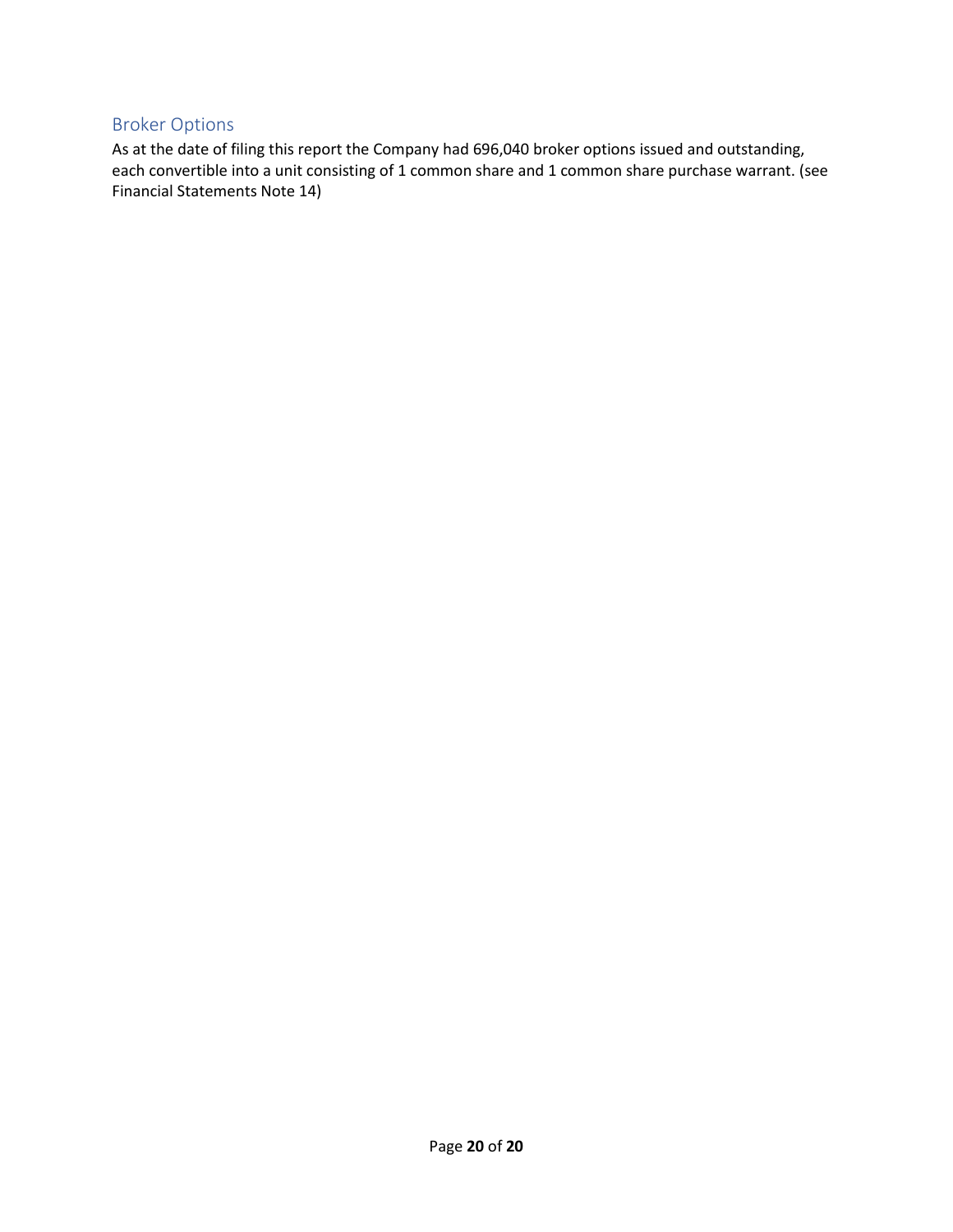## Broker Options

As at the date of filing this report the Company had 696,040 broker options issued and outstanding, each convertible into a unit consisting of 1 common share and 1 common share purchase warrant. (see Financial Statements Note 14)